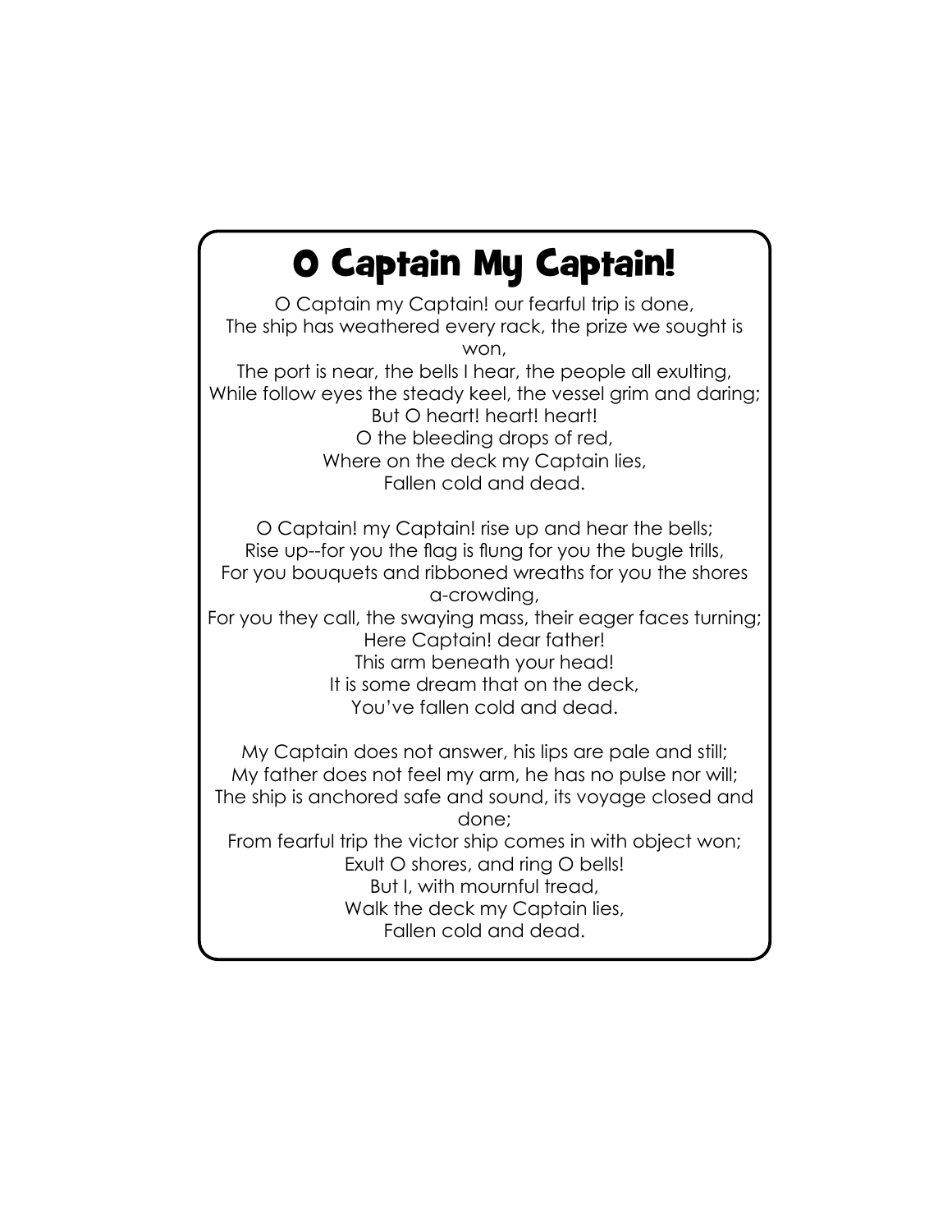# O Captain My Captain!

O Captain my Captain! our fearful trip is done,  
The ship has weathered every rack, the prize we sought is won,  
The port is near, the bells I hear, the people all exulting,  
While follow eyes the steady keel, the vessel grim and daring;  
But O heart! heart! heart!  
O the bleeding drops of red,  
Where on the deck my Captain lies,  
Fallen cold and dead.

O Captain! my Captain! rise up and hear the bells;  
Rise up--for you the flag is flung for you the bugle trills,  
For you bouquets and ribboned wreaths for you the shores a-crowding,  
For you they call, the swaying mass, their eager faces turning;  
Here Captain! dear father!  
This arm beneath your head!  
It is some dream that on the deck,  
You've fallen cold and dead.

My Captain does not answer, his lips are pale and still;  
My father does not feel my arm, he has no pulse nor will;  
The ship is anchored safe and sound, its voyage closed and done;  
From fearful trip the victor ship comes in with object won;  
Exult O shores, and ring O bells!  
But I, with mournful tread,  
Walk the deck my Captain lies,  
Fallen cold and dead.